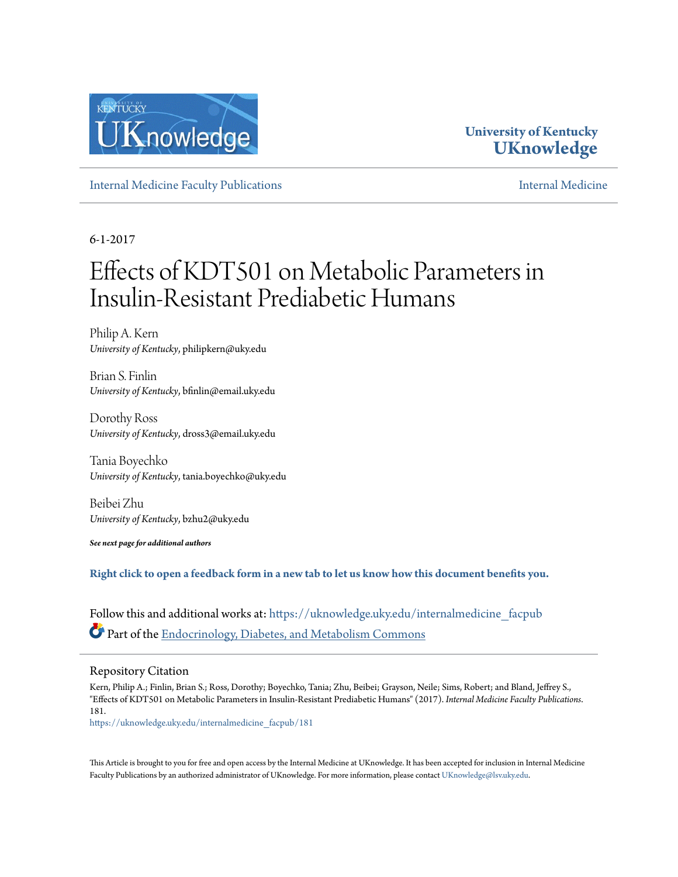University of Kentucky
UKnowledge

Internal Medicine Faculty Publications | Internal Medicine

6-1-2017

# Effects of KDT501 on Metabolic Parameters in Insulin-Resistant Prediabetic Humans

Philip A. Kern
*University of Kentucky*, philipkern@uky.edu

Brian S. Finlin
*University of Kentucky*, bfinlin@email.uky.edu

Dorothy Ross
*University of Kentucky*, dross3@email.uky.edu

Tania Boyechko
*University of Kentucky*, tania.boyechko@uky.edu

Beibei Zhu
*University of Kentucky*, bzhu2@uky.edu

***See next page for additional authors***

**Right click to open a feedback form in a new tab to let us know how this document benefits you.**

Follow this and additional works at: https://uknowledge.uky.edu/internalmedicine_facpub

Part of the Endocrinology, Diabetes, and Metabolism Commons

## Repository Citation

Kern, Philip A.; Finlin, Brian S.; Ross, Dorothy; Boyechko, Tania; Zhu, Beibei; Grayson, Neile; Sims, Robert; and Bland, Jeffrey S., "Effects of KDT501 on Metabolic Parameters in Insulin-Resistant Prediabetic Humans" (2017). *Internal Medicine Faculty Publications*. 181.
https://uknowledge.uky.edu/internalmedicine_facpub/181

This Article is brought to you for free and open access by the Internal Medicine at UKnowledge. It has been accepted for inclusion in Internal Medicine Faculty Publications by an authorized administrator of UKnowledge. For more information, please contact UKnowledge@lsv.uky.edu.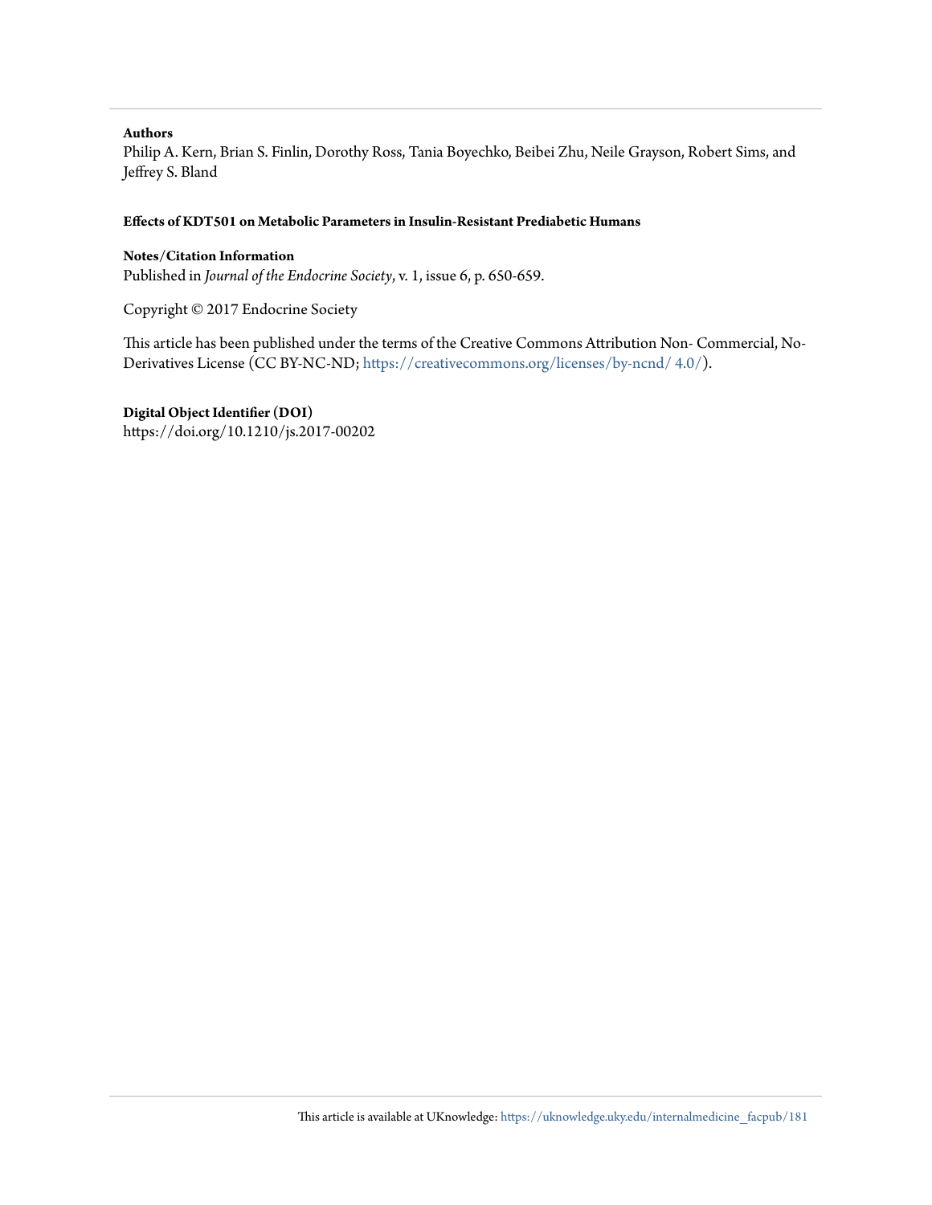**Authors**

Philip A. Kern, Brian S. Finlin, Dorothy Ross, Tania Boyechko, Beibei Zhu, Neile Grayson, Robert Sims, and Jeffrey S. Bland

**Effects of KDT501 on Metabolic Parameters in Insulin-Resistant Prediabetic Humans**

**Notes/Citation Information**

Published in *Journal of the Endocrine Society*, v. 1, issue 6, p. 650-659.

Copyright © 2017 Endocrine Society

This article has been published under the terms of the Creative Commons Attribution Non- Commercial, No-Derivatives License (CC BY-NC-ND; https://creativecommons.org/licenses/by-ncnd/ 4.0/).

**Digital Object Identifier (DOI)**

https://doi.org/10.1210/js.2017-00202

This article is available at UKnowledge: https://uknowledge.uky.edu/internalmedicine_facpub/181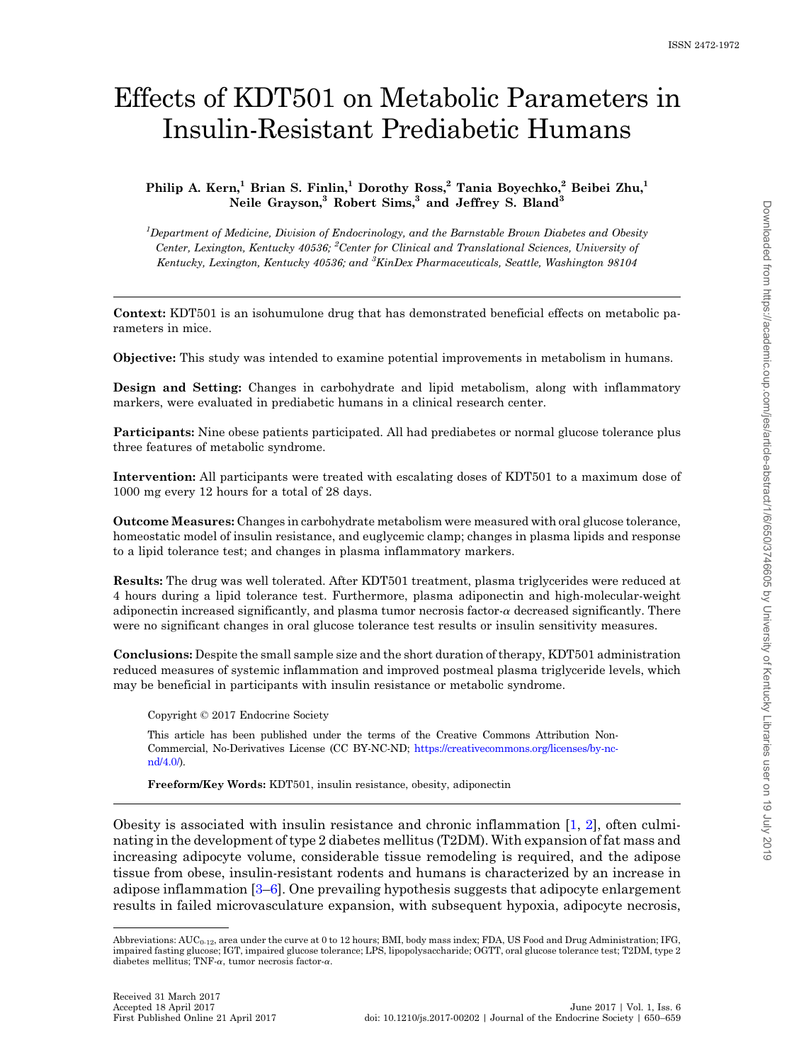ISSN 2472-1972

# Effects of KDT501 on Metabolic Parameters in Insulin-Resistant Prediabetic Humans

**Philip A. Kern,[1] Brian S. Finlin,[1] Dorothy Ross,[2] Tania Boyechko,[2] Beibei Zhu,[1] Neile Grayson,[3] Robert Sims,[3] and Jeffrey S. Bland[3]**

*[1]Department of Medicine, Division of Endocrinology, and the Barnstable Brown Diabetes and Obesity Center, Lexington, Kentucky 40536; [2]Center for Clinical and Translational Sciences, University of Kentucky, Lexington, Kentucky 40536; and [3]KinDex Pharmaceuticals, Seattle, Washington 98104*

**Context:** KDT501 is an isohumulone drug that has demonstrated beneficial effects on metabolic parameters in mice.

**Objective:** This study was intended to examine potential improvements in metabolism in humans.

**Design and Setting:** Changes in carbohydrate and lipid metabolism, along with inflammatory markers, were evaluated in prediabetic humans in a clinical research center.

**Participants:** Nine obese patients participated. All had prediabetes or normal glucose tolerance plus three features of metabolic syndrome.

**Intervention:** All participants were treated with escalating doses of KDT501 to a maximum dose of 1000 mg every 12 hours for a total of 28 days.

**Outcome Measures:** Changes in carbohydrate metabolism were measured with oral glucose tolerance, homeostatic model of insulin resistance, and euglycemic clamp; changes in plasma lipids and response to a lipid tolerance test; and changes in plasma inflammatory markers.

**Results:** The drug was well tolerated. After KDT501 treatment, plasma triglycerides were reduced at 4 hours during a lipid tolerance test. Furthermore, plasma adiponectin and high-molecular-weight adiponectin increased significantly, and plasma tumor necrosis factor-$\alpha$ decreased significantly. There were no significant changes in oral glucose tolerance test results or insulin sensitivity measures.

**Conclusions:** Despite the small sample size and the short duration of therapy, KDT501 administration reduced measures of systemic inflammation and improved postmeal plasma triglyceride levels, which may be beneficial in participants with insulin resistance or metabolic syndrome.

Copyright © 2017 Endocrine Society

This article has been published under the terms of the Creative Commons Attribution Non-Commercial, No-Derivatives License (CC BY-NC-ND; https://creativecommons.org/licenses/by-nc-nd/4.0/).

**Freeform/Key Words:** KDT501, insulin resistance, obesity, adiponectin

Obesity is associated with insulin resistance and chronic inflammation [1, 2], often culminating in the development of type 2 diabetes mellitus (T2DM). With expansion of fat mass and increasing adipocyte volume, considerable tissue remodeling is required, and the adipose tissue from obese, insulin-resistant rodents and humans is characterized by an increase in adipose inflammation [3–6]. One prevailing hypothesis suggests that adipocyte enlargement results in failed microvasculature expansion, with subsequent hypoxia, adipocyte necrosis,

Abbreviations: $AUC_{0-12}$, area under the curve at 0 to 12 hours; BMI, body mass index; FDA, US Food and Drug Administration; IFG, impaired fasting glucose; IGT, impaired glucose tolerance; LPS, lipopolysaccharide; OGTT, oral glucose tolerance test; T2DM, type 2 diabetes mellitus; TNF-$\alpha$, tumor necrosis factor-$\alpha$.

Received 31 March 2017
Accepted 18 April 2017
First Published Online 21 April 2017

doi: 10.1210/js.2017-00202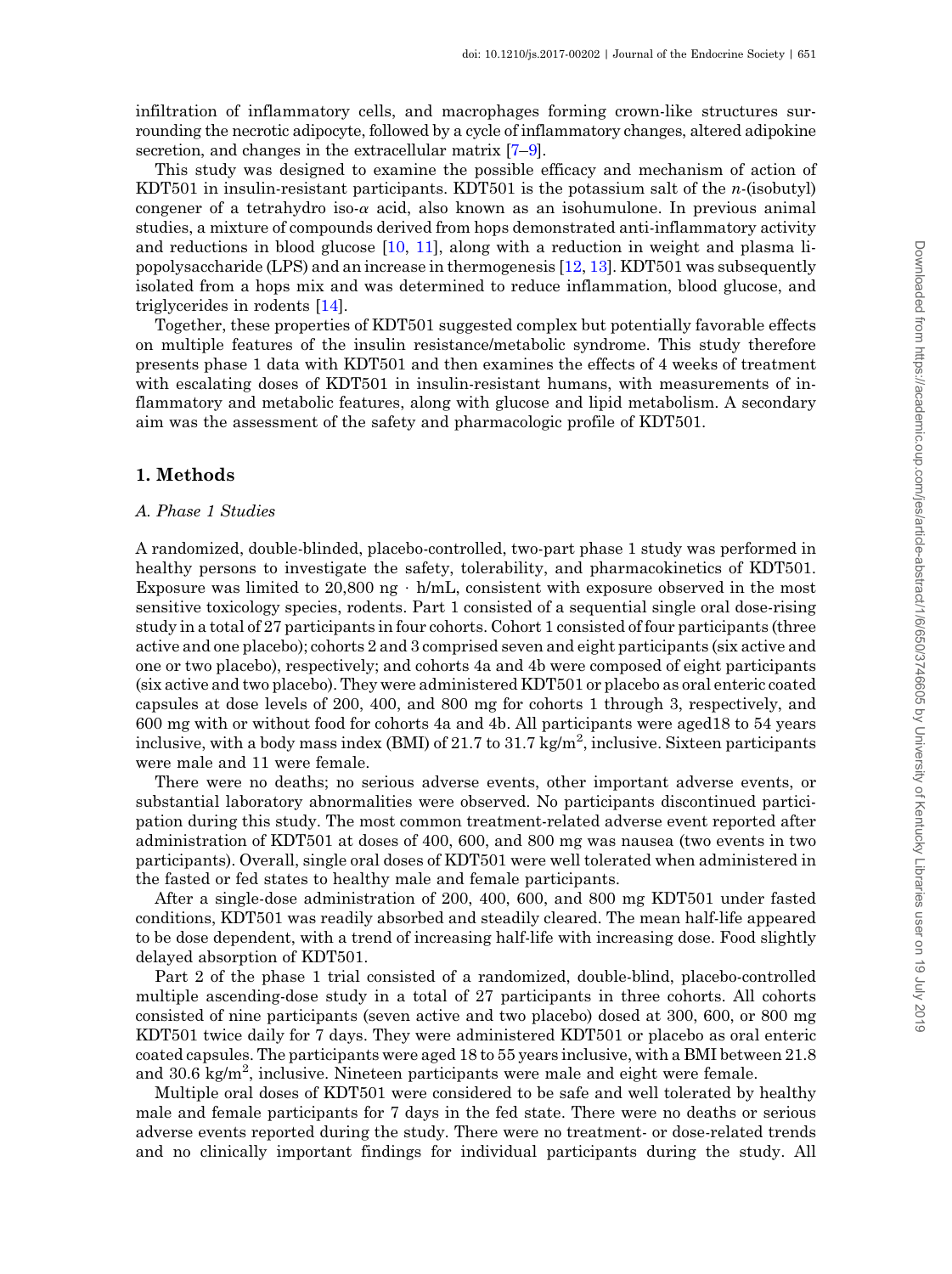infiltration of inflammatory cells, and macrophages forming crown-like structures surrounding the necrotic adipocyte, followed by a cycle of inflammatory changes, altered adipokine secretion, and changes in the extracellular matrix [7–9].

This study was designed to examine the possible efficacy and mechanism of action of KDT501 in insulin-resistant participants. KDT501 is the potassium salt of the *n*-(isobutyl) congener of a tetrahydro iso-$\alpha$ acid, also known as an isohumulone. In previous animal studies, a mixture of compounds derived from hops demonstrated anti-inflammatory activity and reductions in blood glucose [10, 11], along with a reduction in weight and plasma lipopolysaccharide (LPS) and an increase in thermogenesis [12, 13]. KDT501 was subsequently isolated from a hops mix and was determined to reduce inflammation, blood glucose, and triglycerides in rodents [14].

Together, these properties of KDT501 suggested complex but potentially favorable effects on multiple features of the insulin resistance/metabolic syndrome. This study therefore presents phase 1 data with KDT501 and then examines the effects of 4 weeks of treatment with escalating doses of KDT501 in insulin-resistant humans, with measurements of inflammatory and metabolic features, along with glucose and lipid metabolism. A secondary aim was the assessment of the safety and pharmacologic profile of KDT501.

## 1. Methods

### A. Phase 1 Studies

A randomized, double-blinded, placebo-controlled, two-part phase 1 study was performed in healthy persons to investigate the safety, tolerability, and pharmacokinetics of KDT501. Exposure was limited to 20,800 ng · h/mL, consistent with exposure observed in the most sensitive toxicology species, rodents. Part 1 consisted of a sequential single oral dose-rising study in a total of 27 participants in four cohorts. Cohort 1 consisted of four participants (three active and one placebo); cohorts 2 and 3 comprised seven and eight participants (six active and one or two placebo), respectively; and cohorts 4a and 4b were composed of eight participants (six active and two placebo). They were administered KDT501 or placebo as oral enteric coated capsules at dose levels of 200, 400, and 800 mg for cohorts 1 through 3, respectively, and 600 mg with or without food for cohorts 4a and 4b. All participants were aged18 to 54 years inclusive, with a body mass index (BMI) of 21.7 to 31.7 kg/m$^2$, inclusive. Sixteen participants were male and 11 were female.

There were no deaths; no serious adverse events, other important adverse events, or substantial laboratory abnormalities were observed. No participants discontinued participation during this study. The most common treatment-related adverse event reported after administration of KDT501 at doses of 400, 600, and 800 mg was nausea (two events in two participants). Overall, single oral doses of KDT501 were well tolerated when administered in the fasted or fed states to healthy male and female participants.

After a single-dose administration of 200, 400, 600, and 800 mg KDT501 under fasted conditions, KDT501 was readily absorbed and steadily cleared. The mean half-life appeared to be dose dependent, with a trend of increasing half-life with increasing dose. Food slightly delayed absorption of KDT501.

Part 2 of the phase 1 trial consisted of a randomized, double-blind, placebo-controlled multiple ascending-dose study in a total of 27 participants in three cohorts. All cohorts consisted of nine participants (seven active and two placebo) dosed at 300, 600, or 800 mg KDT501 twice daily for 7 days. They were administered KDT501 or placebo as oral enteric coated capsules. The participants were aged 18 to 55 years inclusive, with a BMI between 21.8 and 30.6 kg/m$^2$, inclusive. Nineteen participants were male and eight were female.

Multiple oral doses of KDT501 were considered to be safe and well tolerated by healthy male and female participants for 7 days in the fed state. There were no deaths or serious adverse events reported during the study. There were no treatment- or dose-related trends and no clinically important findings for individual participants during the study. All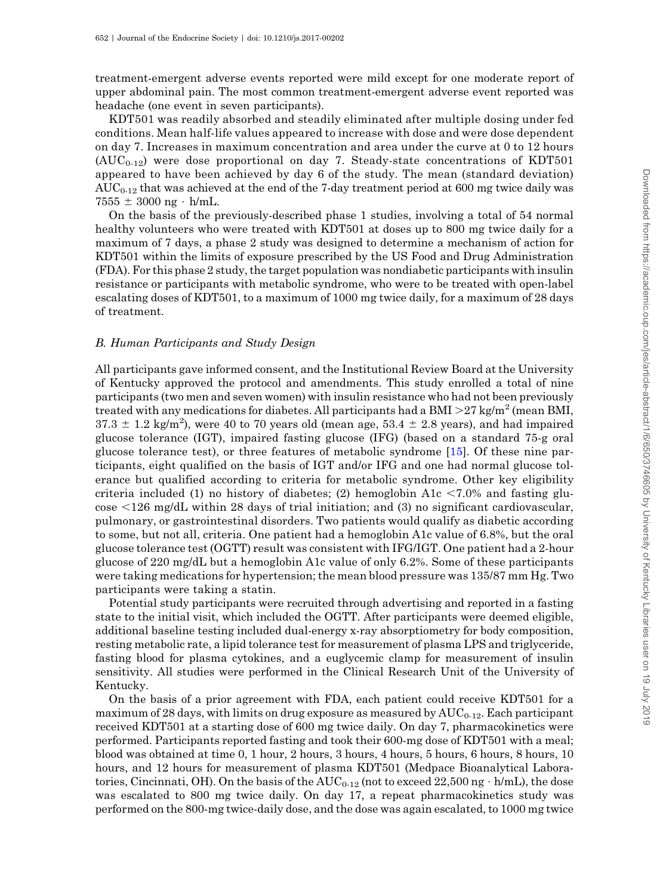treatment-emergent adverse events reported were mild except for one moderate report of upper abdominal pain. The most common treatment-emergent adverse event reported was headache (one event in seven participants).

KDT501 was readily absorbed and steadily eliminated after multiple dosing under fed conditions. Mean half-life values appeared to increase with dose and were dose dependent on day 7. Increases in maximum concentration and area under the curve at 0 to 12 hours ($AUC_{0\text{-}12}$) were dose proportional on day 7. Steady-state concentrations of KDT501 appeared to have been achieved by day 6 of the study. The mean (standard deviation) $AUC_{0\text{-}12}$ that was achieved at the end of the 7-day treatment period at 600 mg twice daily was $7555 \pm 3000$ ng · h/mL.

On the basis of the previously-described phase 1 studies, involving a total of 54 normal healthy volunteers who were treated with KDT501 at doses up to 800 mg twice daily for a maximum of 7 days, a phase 2 study was designed to determine a mechanism of action for KDT501 within the limits of exposure prescribed by the US Food and Drug Administration (FDA). For this phase 2 study, the target population was nondiabetic participants with insulin resistance or participants with metabolic syndrome, who were to be treated with open-label escalating doses of KDT501, to a maximum of 1000 mg twice daily, for a maximum of 28 days of treatment.

### *B. Human Participants and Study Design*

All participants gave informed consent, and the Institutional Review Board at the University of Kentucky approved the protocol and amendments. This study enrolled a total of nine participants (two men and seven women) with insulin resistance who had not been previously treated with any medications for diabetes. All participants had a BMI $>27$ kg/m$^2$ (mean BMI, $37.3 \pm 1.2$ kg/m$^2$), were 40 to 70 years old (mean age, $53.4 \pm 2.8$ years), and had impaired glucose tolerance (IGT), impaired fasting glucose (IFG) (based on a standard 75-g oral glucose tolerance test), or three features of metabolic syndrome [15]. Of these nine participants, eight qualified on the basis of IGT and/or IFG and one had normal glucose tolerance but qualified according to criteria for metabolic syndrome. Other key eligibility criteria included (1) no history of diabetes; (2) hemoglobin A1c $<7.0\%$ and fasting glucose $<126$ mg/dL within 28 days of trial initiation; and (3) no significant cardiovascular, pulmonary, or gastrointestinal disorders. Two patients would qualify as diabetic according to some, but not all, criteria. One patient had a hemoglobin A1c value of 6.8%, but the oral glucose tolerance test (OGTT) result was consistent with IFG/IGT. One patient had a 2-hour glucose of 220 mg/dL but a hemoglobin A1c value of only 6.2%. Some of these participants were taking medications for hypertension; the mean blood pressure was 135/87 mm Hg. Two participants were taking a statin.

Potential study participants were recruited through advertising and reported in a fasting state to the initial visit, which included the OGTT. After participants were deemed eligible, additional baseline testing included dual-energy x-ray absorptiometry for body composition, resting metabolic rate, a lipid tolerance test for measurement of plasma LPS and triglyceride, fasting blood for plasma cytokines, and a euglycemic clamp for measurement of insulin sensitivity. All studies were performed in the Clinical Research Unit of the University of Kentucky.

On the basis of a prior agreement with FDA, each patient could receive KDT501 for a maximum of 28 days, with limits on drug exposure as measured by $AUC_{0\text{-}12}$. Each participant received KDT501 at a starting dose of 600 mg twice daily. On day 7, pharmacokinetics were performed. Participants reported fasting and took their 600-mg dose of KDT501 with a meal; blood was obtained at time 0, 1 hour, 2 hours, 3 hours, 4 hours, 5 hours, 6 hours, 8 hours, 10 hours, and 12 hours for measurement of plasma KDT501 (Medpace Bioanalytical Laboratories, Cincinnati, OH). On the basis of the $AUC_{0\text{-}12}$ (not to exceed 22,500 ng · h/mL), the dose was escalated to 800 mg twice daily. On day 17, a repeat pharmacokinetics study was performed on the 800-mg twice-daily dose, and the dose was again escalated, to 1000 mg twice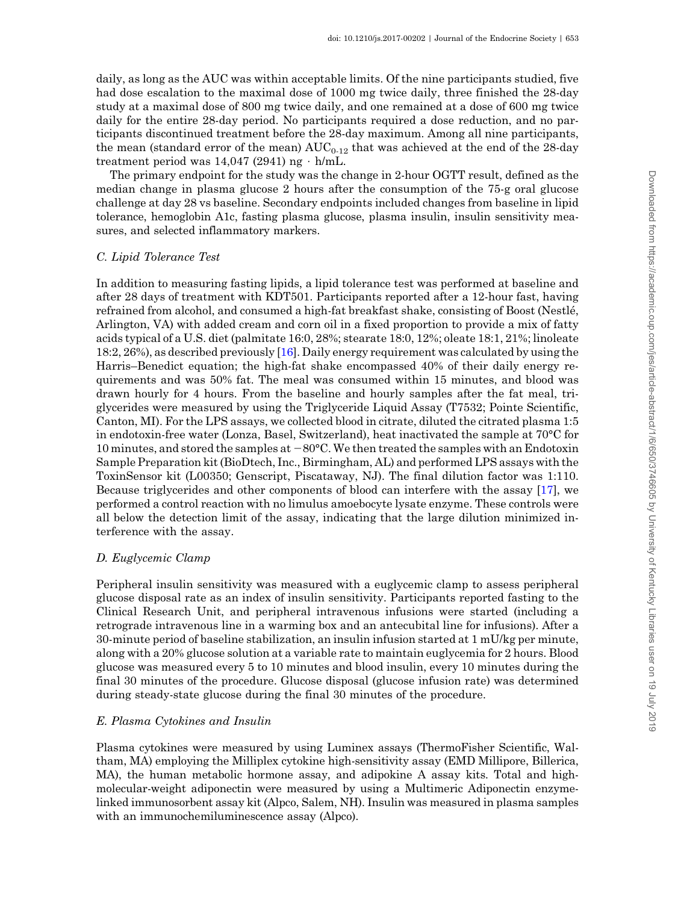daily, as long as the AUC was within acceptable limits. Of the nine participants studied, five had dose escalation to the maximal dose of 1000 mg twice daily, three finished the 28-day study at a maximal dose of 800 mg twice daily, and one remained at a dose of 600 mg twice daily for the entire 28-day period. No participants required a dose reduction, and no participants discontinued treatment before the 28-day maximum. Among all nine participants, the mean (standard error of the mean) $AUC_{0\text{-}12}$ that was achieved at the end of the 28-day treatment period was 14,047 (2941) ng · h/mL.

The primary endpoint for the study was the change in 2-hour OGTT result, defined as the median change in plasma glucose 2 hours after the consumption of the 75-g oral glucose challenge at day 28 vs baseline. Secondary endpoints included changes from baseline in lipid tolerance, hemoglobin A1c, fasting plasma glucose, plasma insulin, insulin sensitivity measures, and selected inflammatory markers.

### C. Lipid Tolerance Test

In addition to measuring fasting lipids, a lipid tolerance test was performed at baseline and after 28 days of treatment with KDT501. Participants reported after a 12-hour fast, having refrained from alcohol, and consumed a high-fat breakfast shake, consisting of Boost (Nestlé, Arlington, VA) with added cream and corn oil in a fixed proportion to provide a mix of fatty acids typical of a U.S. diet (palmitate 16:0, 28%; stearate 18:0, 12%; oleate 18:1, 21%; linoleate 18:2, 26%), as described previously [16]. Daily energy requirement was calculated by using the Harris–Benedict equation; the high-fat shake encompassed 40% of their daily energy requirements and was 50% fat. The meal was consumed within 15 minutes, and blood was drawn hourly for 4 hours. From the baseline and hourly samples after the fat meal, triglycerides were measured by using the Triglyceride Liquid Assay (T7532; Pointe Scientific, Canton, MI). For the LPS assays, we collected blood in citrate, diluted the citrated plasma 1:5 in endotoxin-free water (Lonza, Basel, Switzerland), heat inactivated the sample at 70°C for 10 minutes, and stored the samples at −80°C. We then treated the samples with an Endotoxin Sample Preparation kit (BioDtech, Inc., Birmingham, AL) and performed LPS assays with the ToxinSensor kit (L00350; Genscript, Piscataway, NJ). The final dilution factor was 1:110. Because triglycerides and other components of blood can interfere with the assay [17], we performed a control reaction with no limulus amoebocyte lysate enzyme. These controls were all below the detection limit of the assay, indicating that the large dilution minimized interference with the assay.

### D. Euglycemic Clamp

Peripheral insulin sensitivity was measured with a euglycemic clamp to assess peripheral glucose disposal rate as an index of insulin sensitivity. Participants reported fasting to the Clinical Research Unit, and peripheral intravenous infusions were started (including a retrograde intravenous line in a warming box and an antecubital line for infusions). After a 30-minute period of baseline stabilization, an insulin infusion started at 1 mU/kg per minute, along with a 20% glucose solution at a variable rate to maintain euglycemia for 2 hours. Blood glucose was measured every 5 to 10 minutes and blood insulin, every 10 minutes during the final 30 minutes of the procedure. Glucose disposal (glucose infusion rate) was determined during steady-state glucose during the final 30 minutes of the procedure.

### E. Plasma Cytokines and Insulin

Plasma cytokines were measured by using Luminex assays (ThermoFisher Scientific, Waltham, MA) employing the Milliplex cytokine high-sensitivity assay (EMD Millipore, Billerica, MA), the human metabolic hormone assay, and adipokine A assay kits. Total and high-molecular-weight adiponectin were measured by using a Multimeric Adiponectin enzyme-linked immunosorbent assay kit (Alpco, Salem, NH). Insulin was measured in plasma samples with an immunochemiluminescence assay (Alpco).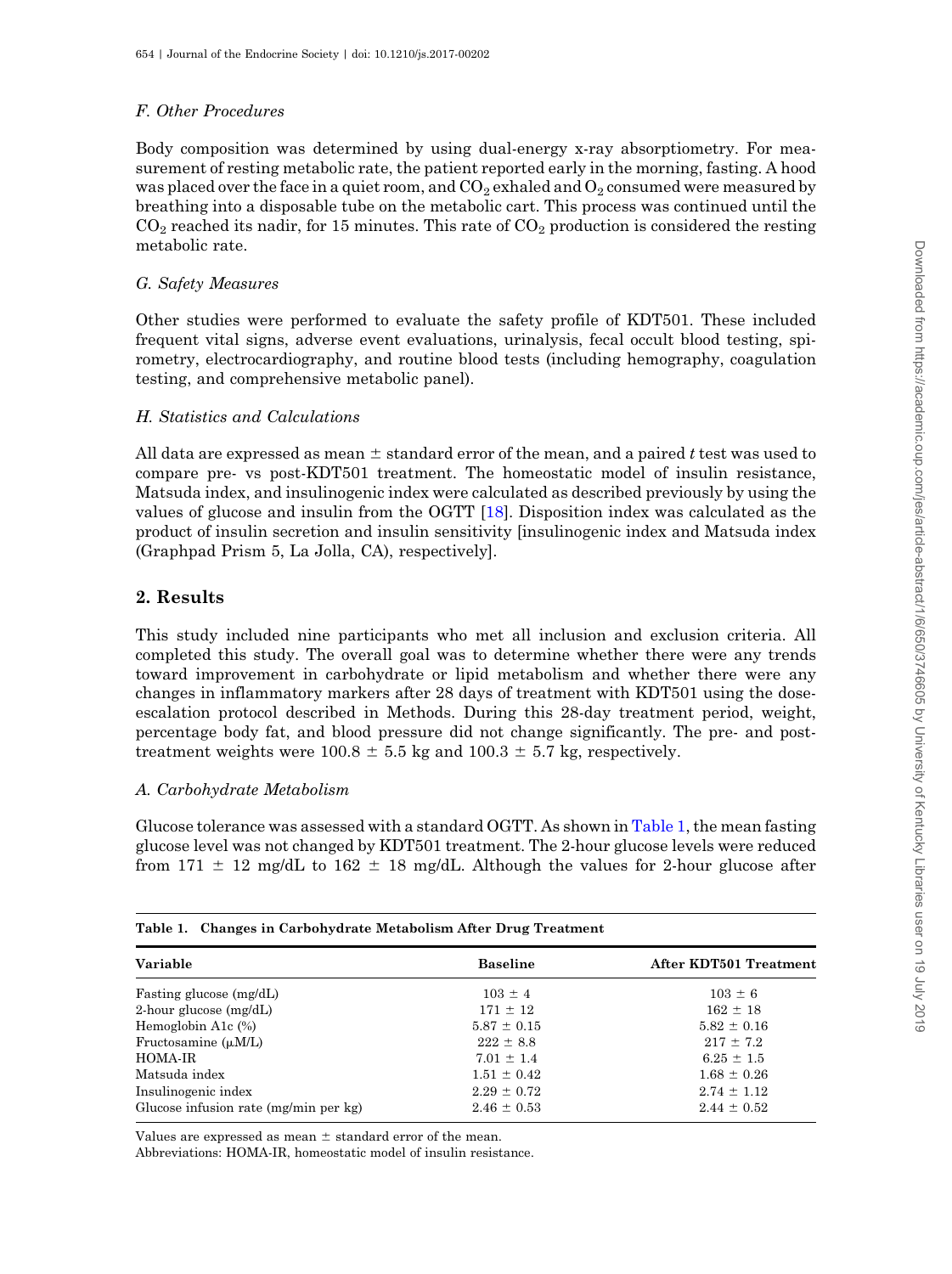### F. Other Procedures

Body composition was determined by using dual-energy x-ray absorptiometry. For measurement of resting metabolic rate, the patient reported early in the morning, fasting. A hood was placed over the face in a quiet room, and $CO_2$ exhaled and $O_2$ consumed were measured by breathing into a disposable tube on the metabolic cart. This process was continued until the $CO_2$ reached its nadir, for 15 minutes. This rate of $CO_2$ production is considered the resting metabolic rate.

### G. Safety Measures

Other studies were performed to evaluate the safety profile of KDT501. These included frequent vital signs, adverse event evaluations, urinalysis, fecal occult blood testing, spirometry, electrocardiography, and routine blood tests (including hemography, coagulation testing, and comprehensive metabolic panel).

### H. Statistics and Calculations

All data are expressed as mean ± standard error of the mean, and a paired $t$ test was used to compare pre- vs post-KDT501 treatment. The homeostatic model of insulin resistance, Matsuda index, and insulinogenic index were calculated as described previously by using the values of glucose and insulin from the OGTT [18]. Disposition index was calculated as the product of insulin secretion and insulin sensitivity [insulinogenic index and Matsuda index (Graphpad Prism 5, La Jolla, CA), respectively].

## 2. Results

This study included nine participants who met all inclusion and exclusion criteria. All completed this study. The overall goal was to determine whether there were any trends toward improvement in carbohydrate or lipid metabolism and whether there were any changes in inflammatory markers after 28 days of treatment with KDT501 using the dose-escalation protocol described in Methods. During this 28-day treatment period, weight, percentage body fat, and blood pressure did not change significantly. The pre- and post-treatment weights were 100.8 ± 5.5 kg and 100.3 ± 5.7 kg, respectively.

### A. Carbohydrate Metabolism

Glucose tolerance was assessed with a standard OGTT. As shown in Table 1, the mean fasting glucose level was not changed by KDT501 treatment. The 2-hour glucose levels were reduced from 171 ± 12 mg/dL to 162 ± 18 mg/dL. Although the values for 2-hour glucose after

**Table 1. Changes in Carbohydrate Metabolism After Drug Treatment**

| Variable | Baseline | After KDT501 Treatment |
|---|---|---|
| Fasting glucose (mg/dL) | 103 ± 4 | 103 ± 6 |
| 2-hour glucose (mg/dL) | 171 ± 12 | 162 ± 18 |
| Hemoglobin A1c (%) | 5.87 ± 0.15 | 5.82 ± 0.16 |
| Fructosamine (μM/L) | 222 ± 8.8 | 217 ± 7.2 |
| HOMA-IR | 7.01 ± 1.4 | 6.25 ± 1.5 |
| Matsuda index | 1.51 ± 0.42 | 1.68 ± 0.26 |
| Insulinogenic index | 2.29 ± 0.72 | 2.74 ± 1.12 |
| Glucose infusion rate (mg/min per kg) | 2.46 ± 0.53 | 2.44 ± 0.52 |

Values are expressed as mean ± standard error of the mean.

Abbreviations: HOMA-IR, homeostatic model of insulin resistance.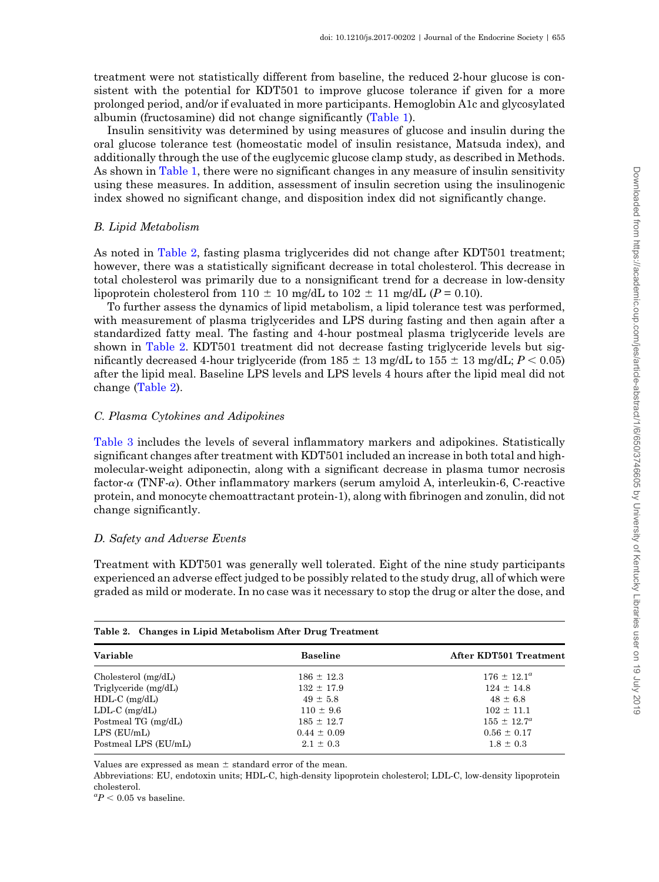treatment were not statistically different from baseline, the reduced 2-hour glucose is consistent with the potential for KDT501 to improve glucose tolerance if given for a more prolonged period, and/or if evaluated in more participants. Hemoglobin A1c and glycosylated albumin (fructosamine) did not change significantly (Table 1).

Insulin sensitivity was determined by using measures of glucose and insulin during the oral glucose tolerance test (homeostatic model of insulin resistance, Matsuda index), and additionally through the use of the euglycemic glucose clamp study, as described in Methods. As shown in Table 1, there were no significant changes in any measure of insulin sensitivity using these measures. In addition, assessment of insulin secretion using the insulinogenic index showed no significant change, and disposition index did not significantly change.

### B. Lipid Metabolism

As noted in Table 2, fasting plasma triglycerides did not change after KDT501 treatment; however, there was a statistically significant decrease in total cholesterol. This decrease in total cholesterol was primarily due to a nonsignificant trend for a decrease in low-density lipoprotein cholesterol from 110 ± 10 mg/dL to 102 ± 11 mg/dL ($P = 0.10$).

To further assess the dynamics of lipid metabolism, a lipid tolerance test was performed, with measurement of plasma triglycerides and LPS during fasting and then again after a standardized fatty meal. The fasting and 4-hour postmeal plasma triglyceride levels are shown in Table 2. KDT501 treatment did not decrease fasting triglyceride levels but significantly decreased 4-hour triglyceride (from 185 ± 13 mg/dL to 155 ± 13 mg/dL; $P < 0.05$) after the lipid meal. Baseline LPS levels and LPS levels 4 hours after the lipid meal did not change (Table 2).

### C. Plasma Cytokines and Adipokines

Table 3 includes the levels of several inflammatory markers and adipokines. Statistically significant changes after treatment with KDT501 included an increase in both total and high-molecular-weight adiponectin, along with a significant decrease in plasma tumor necrosis factor-$\alpha$ (TNF-$\alpha$). Other inflammatory markers (serum amyloid A, interleukin-6, C-reactive protein, and monocyte chemoattractant protein-1), along with fibrinogen and zonulin, did not change significantly.

### D. Safety and Adverse Events

Treatment with KDT501 was generally well tolerated. Eight of the nine study participants experienced an adverse effect judged to be possibly related to the study drug, all of which were graded as mild or moderate. In no case was it necessary to stop the drug or alter the dose, and

**Table 2. Changes in Lipid Metabolism After Drug Treatment**

| Variable | Baseline | After KDT501 Treatment |
|---|---|---|
| Cholesterol (mg/dL) | 186 ± 12.3 | 176 ± 12.1[a] |
| Triglyceride (mg/dL) | 132 ± 17.9 | 124 ± 14.8 |
| HDL-C (mg/dL) | 49 ± 5.8 | 48 ± 6.8 |
| LDL-C (mg/dL) | 110 ± 9.6 | 102 ± 11.1 |
| Postmeal TG (mg/dL) | 185 ± 12.7 | 155 ± 12.7[a] |
| LPS (EU/mL) | 0.44 ± 0.09 | 0.56 ± 0.17 |
| Postmeal LPS (EU/mL) | 2.1 ± 0.3 | 1.8 ± 0.3 |

Values are expressed as mean ± standard error of the mean.

Abbreviations: EU, endotoxin units; HDL-C, high-density lipoprotein cholesterol; LDL-C, low-density lipoprotein cholesterol.

[a]$P < 0.05$ vs baseline.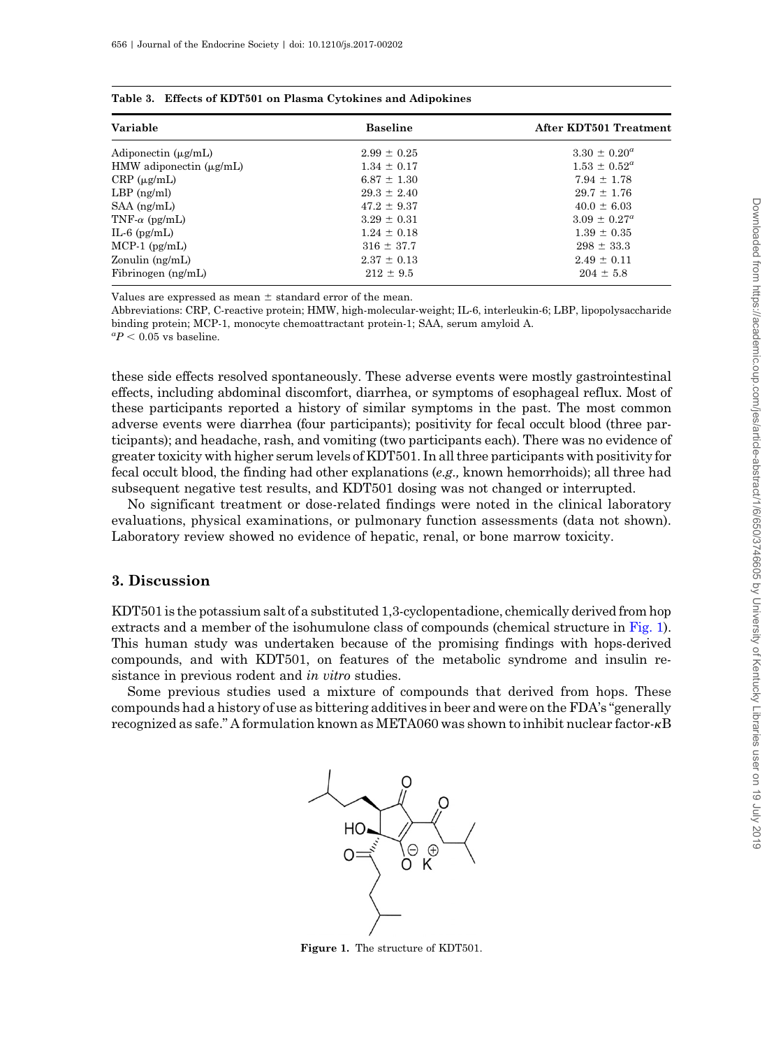**Table 3. Effects of KDT501 on Plasma Cytokines and Adipokines**

| Variable | Baseline | After KDT501 Treatment |
|---|---|---|
| Adiponectin (μg/mL) | 2.99 ± 0.25 | 3.30 ± 0.20[a] |
| HMW adiponectin (μg/mL) | 1.34 ± 0.17 | 1.53 ± 0.52[a] |
| CRP (μg/mL) | 6.87 ± 1.30 | 7.94 ± 1.78 |
| LBP (ng/ml) | 29.3 ± 2.40 | 29.7 ± 1.76 |
| SAA (ng/mL) | 47.2 ± 9.37 | 40.0 ± 6.03 |
| TNF-α (pg/mL) | 3.29 ± 0.31 | 3.09 ± 0.27[a] |
| IL-6 (pg/mL) | 1.24 ± 0.18 | 1.39 ± 0.35 |
| MCP-1 (pg/mL) | 316 ± 37.7 | 298 ± 33.3 |
| Zonulin (ng/mL) | 2.37 ± 0.13 | 2.49 ± 0.11 |
| Fibrinogen (ng/mL) | 212 ± 9.5 | 204 ± 5.8 |

Values are expressed as mean ± standard error of the mean.

Abbreviations: CRP, C-reactive protein; HMW, high-molecular-weight; IL-6, interleukin-6; LBP, lipopolysaccharide binding protein; MCP-1, monocyte chemoattractant protein-1; SAA, serum amyloid A.

[a]$P < 0.05$ vs baseline.

these side effects resolved spontaneously. These adverse events were mostly gastrointestinal effects, including abdominal discomfort, diarrhea, or symptoms of esophageal reflux. Most of these participants reported a history of similar symptoms in the past. The most common adverse events were diarrhea (four participants); positivity for fecal occult blood (three participants); and headache, rash, and vomiting (two participants each). There was no evidence of greater toxicity with higher serum levels of KDT501. In all three participants with positivity for fecal occult blood, the finding had other explanations (*e.g.,* known hemorrhoids); all three had subsequent negative test results, and KDT501 dosing was not changed or interrupted.

No significant treatment or dose-related findings were noted in the clinical laboratory evaluations, physical examinations, or pulmonary function assessments (data not shown). Laboratory review showed no evidence of hepatic, renal, or bone marrow toxicity.

## 3. Discussion

KDT501 is the potassium salt of a substituted 1,3-cyclopentadione, chemically derived from hop extracts and a member of the isohumulone class of compounds (chemical structure in Fig. 1). This human study was undertaken because of the promising findings with hops-derived compounds, and with KDT501, on features of the metabolic syndrome and insulin resistance in previous rodent and *in vitro* studies.

Some previous studies used a mixture of compounds that derived from hops. These compounds had a history of use as bittering additives in beer and were on the FDA's "generally recognized as safe." A formulation known as META060 was shown to inhibit nuclear factor-κB

**Figure 1.** The structure of KDT501.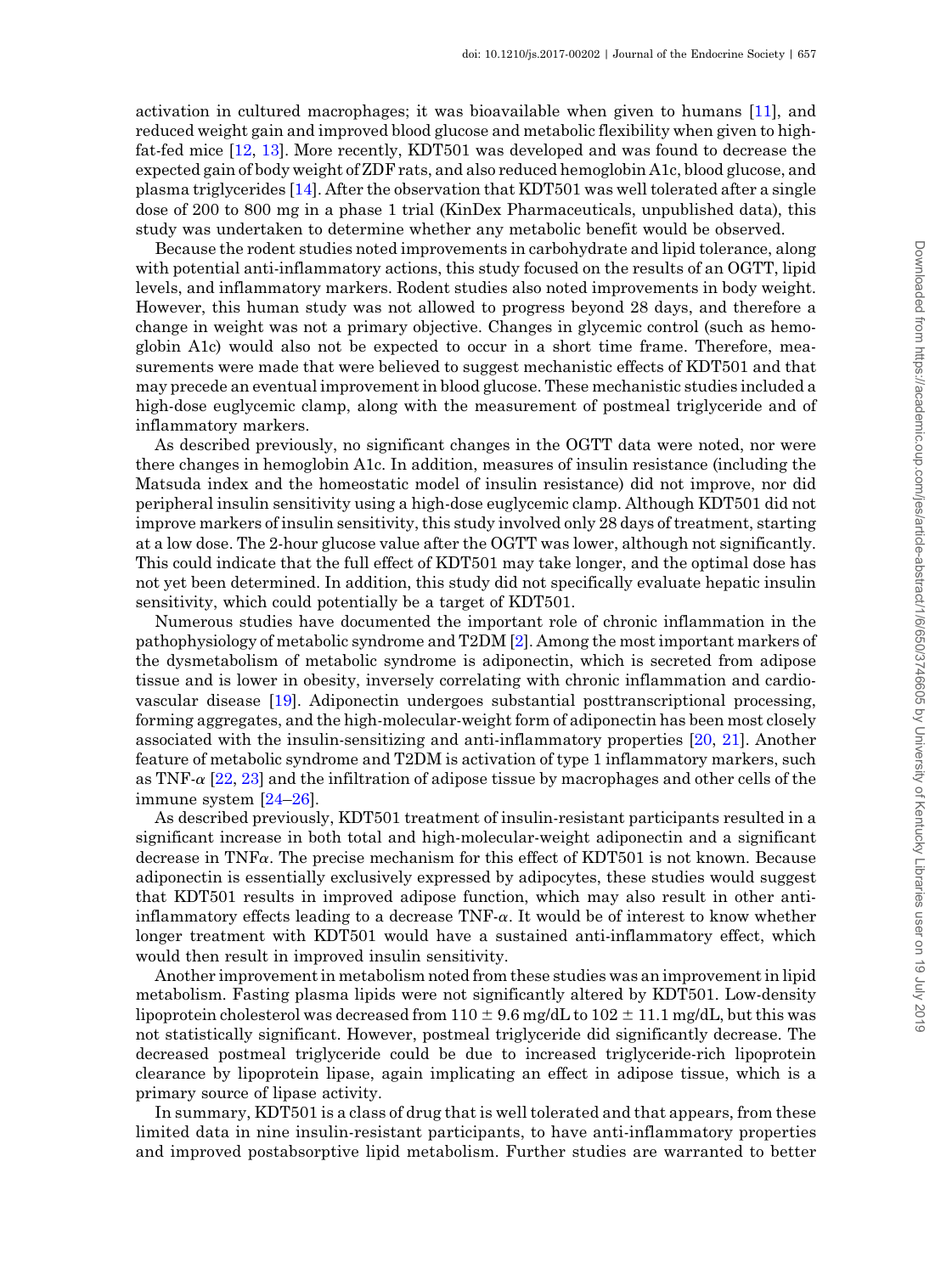activation in cultured macrophages; it was bioavailable when given to humans [11], and reduced weight gain and improved blood glucose and metabolic flexibility when given to high-fat-fed mice [12, 13]. More recently, KDT501 was developed and was found to decrease the expected gain of body weight of ZDF rats, and also reduced hemoglobin A1c, blood glucose, and plasma triglycerides [14]. After the observation that KDT501 was well tolerated after a single dose of 200 to 800 mg in a phase 1 trial (KinDex Pharmaceuticals, unpublished data), this study was undertaken to determine whether any metabolic benefit would be observed.

Because the rodent studies noted improvements in carbohydrate and lipid tolerance, along with potential anti-inflammatory actions, this study focused on the results of an OGTT, lipid levels, and inflammatory markers. Rodent studies also noted improvements in body weight. However, this human study was not allowed to progress beyond 28 days, and therefore a change in weight was not a primary objective. Changes in glycemic control (such as hemoglobin A1c) would also not be expected to occur in a short time frame. Therefore, measurements were made that were believed to suggest mechanistic effects of KDT501 and that may precede an eventual improvement in blood glucose. These mechanistic studies included a high-dose euglycemic clamp, along with the measurement of postmeal triglyceride and of inflammatory markers.

As described previously, no significant changes in the OGTT data were noted, nor were there changes in hemoglobin A1c. In addition, measures of insulin resistance (including the Matsuda index and the homeostatic model of insulin resistance) did not improve, nor did peripheral insulin sensitivity using a high-dose euglycemic clamp. Although KDT501 did not improve markers of insulin sensitivity, this study involved only 28 days of treatment, starting at a low dose. The 2-hour glucose value after the OGTT was lower, although not significantly. This could indicate that the full effect of KDT501 may take longer, and the optimal dose has not yet been determined. In addition, this study did not specifically evaluate hepatic insulin sensitivity, which could potentially be a target of KDT501.

Numerous studies have documented the important role of chronic inflammation in the pathophysiology of metabolic syndrome and T2DM [2]. Among the most important markers of the dysmetabolism of metabolic syndrome is adiponectin, which is secreted from adipose tissue and is lower in obesity, inversely correlating with chronic inflammation and cardiovascular disease [19]. Adiponectin undergoes substantial posttranscriptional processing, forming aggregates, and the high-molecular-weight form of adiponectin has been most closely associated with the insulin-sensitizing and anti-inflammatory properties [20, 21]. Another feature of metabolic syndrome and T2DM is activation of type 1 inflammatory markers, such as TNF-$\alpha$ [22, 23] and the infiltration of adipose tissue by macrophages and other cells of the immune system [24–26].

As described previously, KDT501 treatment of insulin-resistant participants resulted in a significant increase in both total and high-molecular-weight adiponectin and a significant decrease in TNF$\alpha$. The precise mechanism for this effect of KDT501 is not known. Because adiponectin is essentially exclusively expressed by adipocytes, these studies would suggest that KDT501 results in improved adipose function, which may also result in other anti-inflammatory effects leading to a decrease TNF-$\alpha$. It would be of interest to know whether longer treatment with KDT501 would have a sustained anti-inflammatory effect, which would then result in improved insulin sensitivity.

Another improvement in metabolism noted from these studies was an improvement in lipid metabolism. Fasting plasma lipids were not significantly altered by KDT501. Low-density lipoprotein cholesterol was decreased from 110 $\pm$ 9.6 mg/dL to 102 $\pm$ 11.1 mg/dL, but this was not statistically significant. However, postmeal triglyceride did significantly decrease. The decreased postmeal triglyceride could be due to increased triglyceride-rich lipoprotein clearance by lipoprotein lipase, again implicating an effect in adipose tissue, which is a primary source of lipase activity.

In summary, KDT501 is a class of drug that is well tolerated and that appears, from these limited data in nine insulin-resistant participants, to have anti-inflammatory properties and improved postabsorptive lipid metabolism. Further studies are warranted to better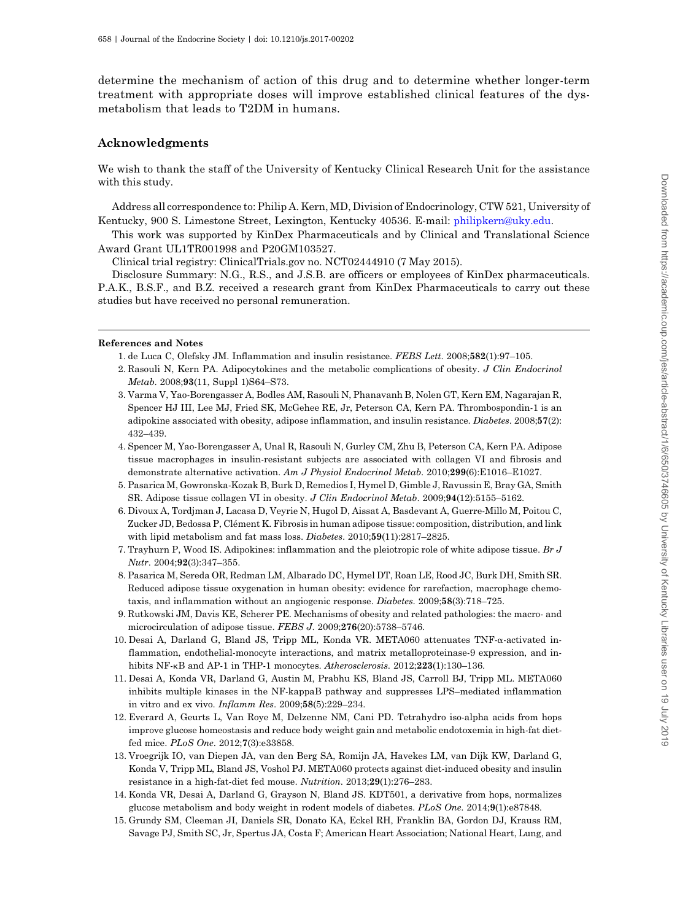determine the mechanism of action of this drug and to determine whether longer-term treatment with appropriate doses will improve established clinical features of the dysmetabolism that leads to T2DM in humans.

## Acknowledgments

We wish to thank the staff of the University of Kentucky Clinical Research Unit for the assistance with this study.

Address all correspondence to: Philip A. Kern, MD, Division of Endocrinology, CTW 521, University of Kentucky, 900 S. Limestone Street, Lexington, Kentucky 40536. E-mail: philipkern@uky.edu.

This work was supported by KinDex Pharmaceuticals and by Clinical and Translational Science Award Grant UL1TR001998 and P20GM103527.

Clinical trial registry: ClinicalTrials.gov no. NCT02444910 (7 May 2015).

Disclosure Summary: N.G., R.S., and J.S.B. are officers or employees of KinDex pharmaceuticals. P.A.K., B.S.F., and B.Z. received a research grant from KinDex Pharmaceuticals to carry out these studies but have received no personal remuneration.

### References and Notes

1. de Luca C, Olefsky JM. Inflammation and insulin resistance. *FEBS Lett.* 2008;**582**(1):97–105.
2. Rasouli N, Kern PA. Adipocytokines and the metabolic complications of obesity. *J Clin Endocrinol Metab.* 2008;**93**(11, Suppl 1)S64–S73.
3. Varma V, Yao-Borengasser A, Bodles AM, Rasouli N, Phanavanh B, Nolen GT, Kern EM, Nagarajan R, Spencer HJ III, Lee MJ, Fried SK, McGehee RE, Jr, Peterson CA, Kern PA. Thrombospondin-1 is an adipokine associated with obesity, adipose inflammation, and insulin resistance. *Diabetes.* 2008;**57**(2): 432–439.
4. Spencer M, Yao-Borengasser A, Unal R, Rasouli N, Gurley CM, Zhu B, Peterson CA, Kern PA. Adipose tissue macrophages in insulin-resistant subjects are associated with collagen VI and fibrosis and demonstrate alternative activation. *Am J Physiol Endocrinol Metab.* 2010;**299**(6):E1016–E1027.
5. Pasarica M, Gowronska-Kozak B, Burk D, Remedios I, Hymel D, Gimble J, Ravussin E, Bray GA, Smith SR. Adipose tissue collagen VI in obesity. *J Clin Endocrinol Metab.* 2009;**94**(12):5155–5162.
6. Divoux A, Tordjman J, Lacasa D, Veyrie N, Hugol D, Aissat A, Basdevant A, Guerre-Millo M, Poitou C, Zucker JD, Bedossa P, Clément K. Fibrosis in human adipose tissue: composition, distribution, and link with lipid metabolism and fat mass loss. *Diabetes.* 2010;**59**(11):2817–2825.
7. Trayhurn P, Wood IS. Adipokines: inflammation and the pleiotropic role of white adipose tissue. *Br J Nutr.* 2004;**92**(3):347–355.
8. Pasarica M, Sereda OR, Redman LM, Albarado DC, Hymel DT, Roan LE, Rood JC, Burk DH, Smith SR. Reduced adipose tissue oxygenation in human obesity: evidence for rarefaction, macrophage chemotaxis, and inflammation without an angiogenic response. *Diabetes.* 2009;**58**(3):718–725.
9. Rutkowski JM, Davis KE, Scherer PE. Mechanisms of obesity and related pathologies: the macro- and microcirculation of adipose tissue. *FEBS J.* 2009;**276**(20):5738–5746.
10. Desai A, Darland G, Bland JS, Tripp ML, Konda VR. META060 attenuates TNF-α-activated inflammation, endothelial-monocyte interactions, and matrix metalloproteinase-9 expression, and inhibits NF-κB and AP-1 in THP-1 monocytes. *Atherosclerosis.* 2012;**223**(1):130–136.
11. Desai A, Konda VR, Darland G, Austin M, Prabhu KS, Bland JS, Carroll BJ, Tripp ML. META060 inhibits multiple kinases in the NF-kappaB pathway and suppresses LPS–mediated inflammation in vitro and ex vivo. *Inflamm Res.* 2009;**58**(5):229–234.
12. Everard A, Geurts L, Van Roye M, Delzenne NM, Cani PD. Tetrahydro iso-alpha acids from hops improve glucose homeostasis and reduce body weight gain and metabolic endotoxemia in high-fat diet-fed mice. *PLoS One.* 2012;**7**(3):e33858.
13. Vroegrijk IO, van Diepen JA, van den Berg SA, Romijn JA, Havekes LM, van Dijk KW, Darland G, Konda V, Tripp ML, Bland JS, Voshol PJ. META060 protects against diet-induced obesity and insulin resistance in a high-fat-diet fed mouse. *Nutrition.* 2013;**29**(1):276–283.
14. Konda VR, Desai A, Darland G, Grayson N, Bland JS. KDT501, a derivative from hops, normalizes glucose metabolism and body weight in rodent models of diabetes. *PLoS One.* 2014;**9**(1):e87848.
15. Grundy SM, Cleeman JI, Daniels SR, Donato KA, Eckel RH, Franklin BA, Gordon DJ, Krauss RM, Savage PJ, Smith SC, Jr, Spertus JA, Costa F; American Heart Association; National Heart, Lung, and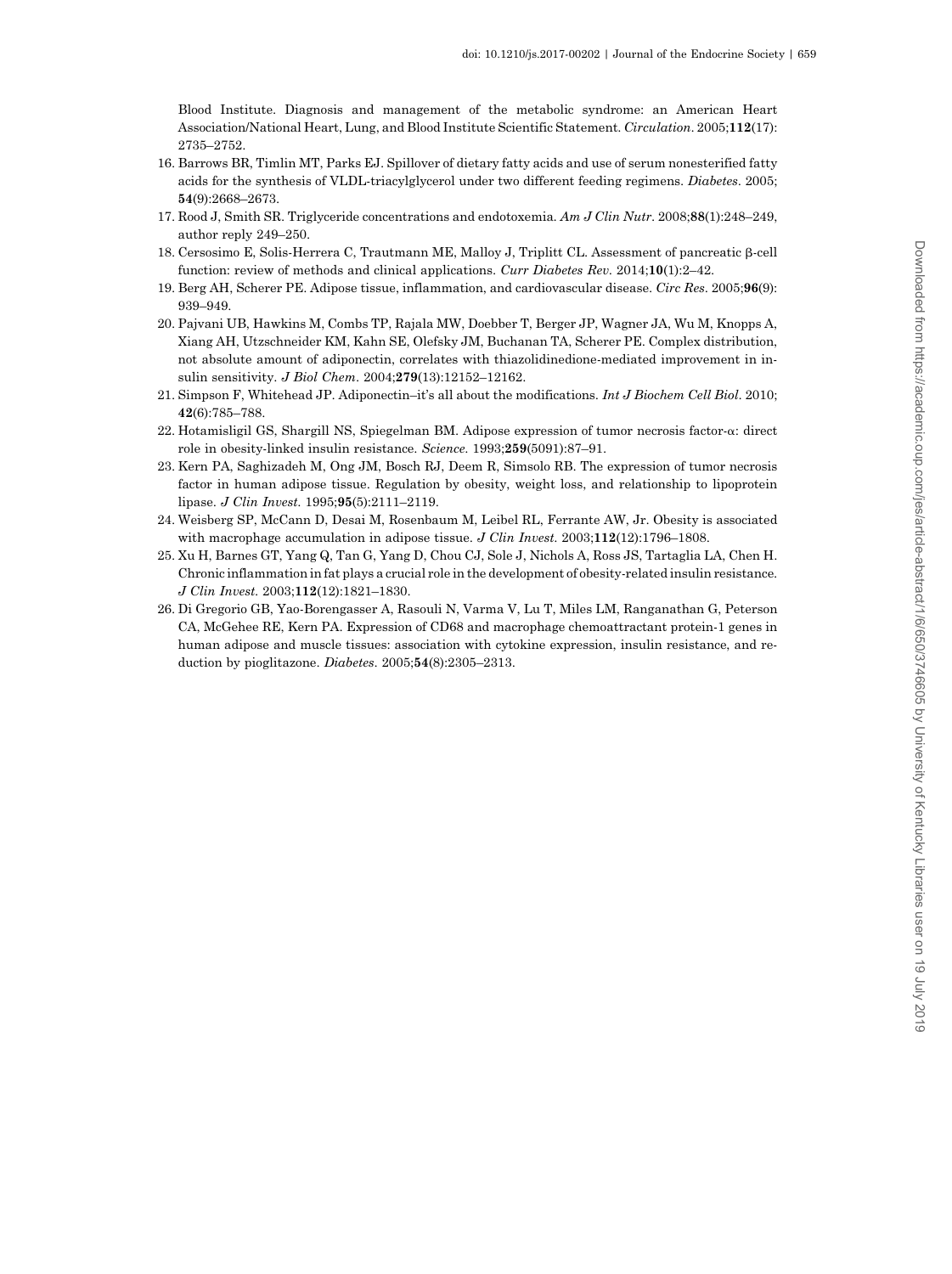Blood Institute. Diagnosis and management of the metabolic syndrome: an American Heart Association/National Heart, Lung, and Blood Institute Scientific Statement. *Circulation*. 2005;**112**(17): 2735–2752.

16. Barrows BR, Timlin MT, Parks EJ. Spillover of dietary fatty acids and use of serum nonesterified fatty acids for the synthesis of VLDL-triacylglycerol under two different feeding regimens. *Diabetes*. 2005; **54**(9):2668–2673.
17. Rood J, Smith SR. Triglyceride concentrations and endotoxemia. *Am J Clin Nutr*. 2008;**88**(1):248–249, author reply 249–250.
18. Cersosimo E, Solis-Herrera C, Trautmann ME, Malloy J, Triplitt CL. Assessment of pancreatic β-cell function: review of methods and clinical applications. *Curr Diabetes Rev*. 2014;**10**(1):2–42.
19. Berg AH, Scherer PE. Adipose tissue, inflammation, and cardiovascular disease. *Circ Res*. 2005;**96**(9): 939–949.
20. Pajvani UB, Hawkins M, Combs TP, Rajala MW, Doebber T, Berger JP, Wagner JA, Wu M, Knopps A, Xiang AH, Utzschneider KM, Kahn SE, Olefsky JM, Buchanan TA, Scherer PE. Complex distribution, not absolute amount of adiponectin, correlates with thiazolidinedione-mediated improvement in insulin sensitivity. *J Biol Chem*. 2004;**279**(13):12152–12162.
21. Simpson F, Whitehead JP. Adiponectin–it's all about the modifications. *Int J Biochem Cell Biol*. 2010; **42**(6):785–788.
22. Hotamisligil GS, Shargill NS, Spiegelman BM. Adipose expression of tumor necrosis factor-α: direct role in obesity-linked insulin resistance. *Science*. 1993;**259**(5091):87–91.
23. Kern PA, Saghizadeh M, Ong JM, Bosch RJ, Deem R, Simsolo RB. The expression of tumor necrosis factor in human adipose tissue. Regulation by obesity, weight loss, and relationship to lipoprotein lipase. *J Clin Invest*. 1995;**95**(5):2111–2119.
24. Weisberg SP, McCann D, Desai M, Rosenbaum M, Leibel RL, Ferrante AW, Jr. Obesity is associated with macrophage accumulation in adipose tissue. *J Clin Invest*. 2003;**112**(12):1796–1808.
25. Xu H, Barnes GT, Yang Q, Tan G, Yang D, Chou CJ, Sole J, Nichols A, Ross JS, Tartaglia LA, Chen H. Chronic inflammation in fat plays a crucial role in the development of obesity-related insulin resistance. *J Clin Invest*. 2003;**112**(12):1821–1830.
26. Di Gregorio GB, Yao-Borengasser A, Rasouli N, Varma V, Lu T, Miles LM, Ranganathan G, Peterson CA, McGehee RE, Kern PA. Expression of CD68 and macrophage chemoattractant protein-1 genes in human adipose and muscle tissues: association with cytokine expression, insulin resistance, and reduction by pioglitazone. *Diabetes*. 2005;**54**(8):2305–2313.